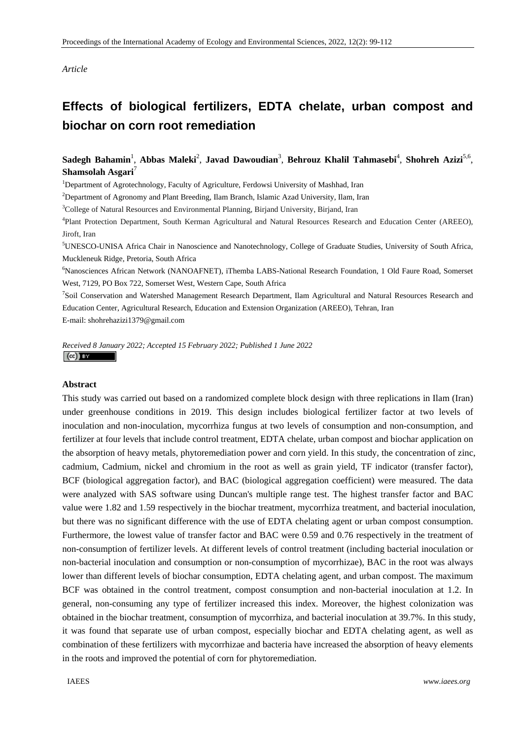*Article*

# Effects of biological fertilizers, EDTA chelate, urban compost and biochar on corn root remediation

**Sadegh Bahamin**[1], **Abbas Maleki**[2], **Javad Dawoudian**[3], **Behrouz Khalil Tahmasebi**[4], **Shohreh Azizi**[5,6], **Shamsolah Asgari**[7]

[1]Department of Agrotechnology, Faculty of Agriculture, Ferdowsi University of Mashhad, Iran

[2]Department of Agronomy and Plant Breeding, Ilam Branch, Islamic Azad University, Ilam, Iran

[3]College of Natural Resources and Environmental Planning, Birjand University, Birjand, Iran

[4]Plant Protection Department, South Kerman Agricultural and Natural Resources Research and Education Center (AREEO), Jiroft, Iran

[5]UNESCO-UNISA Africa Chair in Nanoscience and Nanotechnology, College of Graduate Studies, University of South Africa, Muckleneuk Ridge, Pretoria, South Africa

[6]Nanosciences African Network (NANOAFNET), iThemba LABS-National Research Foundation, 1 Old Faure Road, Somerset West, 7129, PO Box 722, Somerset West, Western Cape, South Africa

[7]Soil Conservation and Watershed Management Research Department, Ilam Agricultural and Natural Resources Research and Education Center, Agricultural Research, Education and Extension Organization (AREEO), Tehran, Iran

E-mail: shohrehazizi1379@gmail.com

*Received 8 January 2022; Accepted 15 February 2022; Published 1 June 2022*

## Abstract

This study was carried out based on a randomized complete block design with three replications in Ilam (Iran) under greenhouse conditions in 2019. This design includes biological fertilizer factor at two levels of inoculation and non-inoculation, mycorrhiza fungus at two levels of consumption and non-consumption, and fertilizer at four levels that include control treatment, EDTA chelate, urban compost and biochar application on the absorption of heavy metals, phytoremediation power and corn yield. In this study, the concentration of zinc, cadmium, Cadmium, nickel and chromium in the root as well as grain yield, TF indicator (transfer factor), BCF (biological aggregation factor), and BAC (biological aggregation coefficient) were measured. The data were analyzed with SAS software using Duncan's multiple range test. The highest transfer factor and BAC value were 1.82 and 1.59 respectively in the biochar treatment, mycorrhiza treatment, and bacterial inoculation, but there was no significant difference with the use of EDTA chelating agent or urban compost consumption. Furthermore, the lowest value of transfer factor and BAC were 0.59 and 0.76 respectively in the treatment of non-consumption of fertilizer levels. At different levels of control treatment (including bacterial inoculation or non-bacterial inoculation and consumption or non-consumption of mycorrhizae), BAC in the root was always lower than different levels of biochar consumption, EDTA chelating agent, and urban compost. The maximum BCF was obtained in the control treatment, compost consumption and non-bacterial inoculation at 1.2. In general, non-consuming any type of fertilizer increased this index. Moreover, the highest colonization was obtained in the biochar treatment, consumption of mycorrhiza, and bacterial inoculation at 39.7%. In this study, it was found that separate use of urban compost, especially biochar and EDTA chelating agent, as well as combination of these fertilizers with mycorrhizae and bacteria have increased the absorption of heavy elements in the roots and improved the potential of corn for phytoremediation.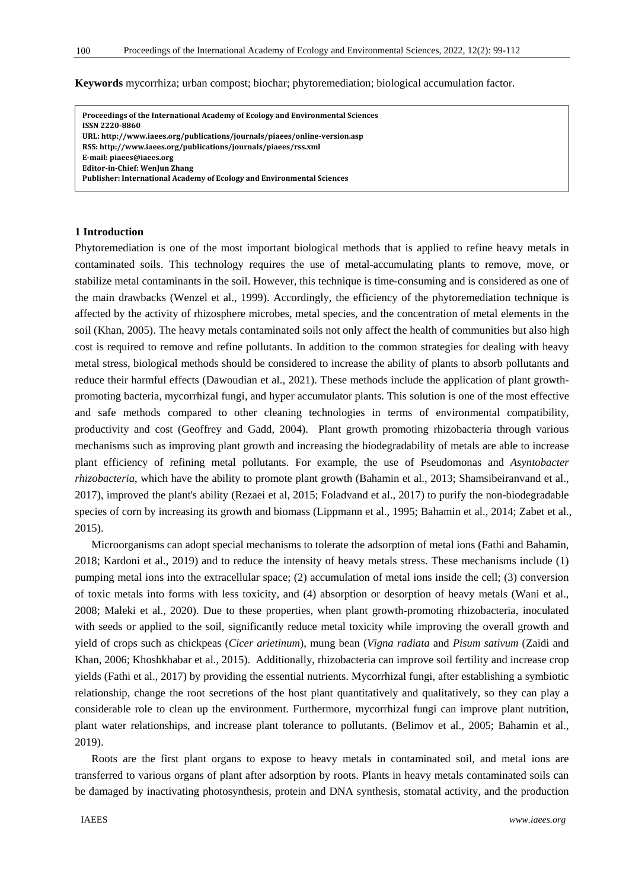**Keywords** mycorrhiza; urban compost; biochar; phytoremediation; biological accumulation factor.

**Proceedings of the International Academy of Ecology and Environmental Sciences**
**ISSN 2220-8860**
**URL: http://www.iaees.org/publications/journals/piaees/online-version.asp**
**RSS: http://www.iaees.org/publications/journals/piaees/rss.xml**
**E-mail: piaees@iaees.org**
**Editor-in-Chief: WenJun Zhang**
**Publisher: International Academy of Ecology and Environmental Sciences**

## 1 Introduction

Phytoremediation is one of the most important biological methods that is applied to refine heavy metals in contaminated soils. This technology requires the use of metal-accumulating plants to remove, move, or stabilize metal contaminants in the soil. However, this technique is time-consuming and is considered as one of the main drawbacks (Wenzel et al., 1999). Accordingly, the efficiency of the phytoremediation technique is affected by the activity of rhizosphere microbes, metal species, and the concentration of metal elements in the soil (Khan, 2005). The heavy metals contaminated soils not only affect the health of communities but also high cost is required to remove and refine pollutants. In addition to the common strategies for dealing with heavy metal stress, biological methods should be considered to increase the ability of plants to absorb pollutants and reduce their harmful effects (Dawoudian et al., 2021). These methods include the application of plant growth-promoting bacteria, mycorrhizal fungi, and hyper accumulator plants. This solution is one of the most effective and safe methods compared to other cleaning technologies in terms of environmental compatibility, productivity and cost (Geoffrey and Gadd, 2004). Plant growth promoting rhizobacteria through various mechanisms such as improving plant growth and increasing the biodegradability of metals are able to increase plant efficiency of refining metal pollutants. For example, the use of Pseudomonas and *Asyntobacter rhizobacteria*, which have the ability to promote plant growth (Bahamin et al., 2013; Shamsibeiranvand et al., 2017), improved the plant's ability (Rezaei et al, 2015; Foladvand et al., 2017) to purify the non-biodegradable species of corn by increasing its growth and biomass (Lippmann et al., 1995; Bahamin et al., 2014; Zabet et al., 2015).

Microorganisms can adopt special mechanisms to tolerate the adsorption of metal ions (Fathi and Bahamin, 2018; Kardoni et al., 2019) and to reduce the intensity of heavy metals stress. These mechanisms include (1) pumping metal ions into the extracellular space; (2) accumulation of metal ions inside the cell; (3) conversion of toxic metals into forms with less toxicity, and (4) absorption or desorption of heavy metals (Wani et al., 2008; Maleki et al., 2020). Due to these properties, when plant growth-promoting rhizobacteria, inoculated with seeds or applied to the soil, significantly reduce metal toxicity while improving the overall growth and yield of crops such as chickpeas (*Cicer arietinum*), mung bean (*Vigna radiata* and *Pisum sativum* (Zaidi and Khan, 2006; Khoshkhabar et al., 2015). Additionally, rhizobacteria can improve soil fertility and increase crop yields (Fathi et al., 2017) by providing the essential nutrients. Mycorrhizal fungi, after establishing a symbiotic relationship, change the root secretions of the host plant quantitatively and qualitatively, so they can play a considerable role to clean up the environment. Furthermore, mycorrhizal fungi can improve plant nutrition, plant water relationships, and increase plant tolerance to pollutants. (Belimov et al., 2005; Bahamin et al., 2019).

Roots are the first plant organs to expose to heavy metals in contaminated soil, and metal ions are transferred to various organs of plant after adsorption by roots. Plants in heavy metals contaminated soils can be damaged by inactivating photosynthesis, protein and DNA synthesis, stomatal activity, and the production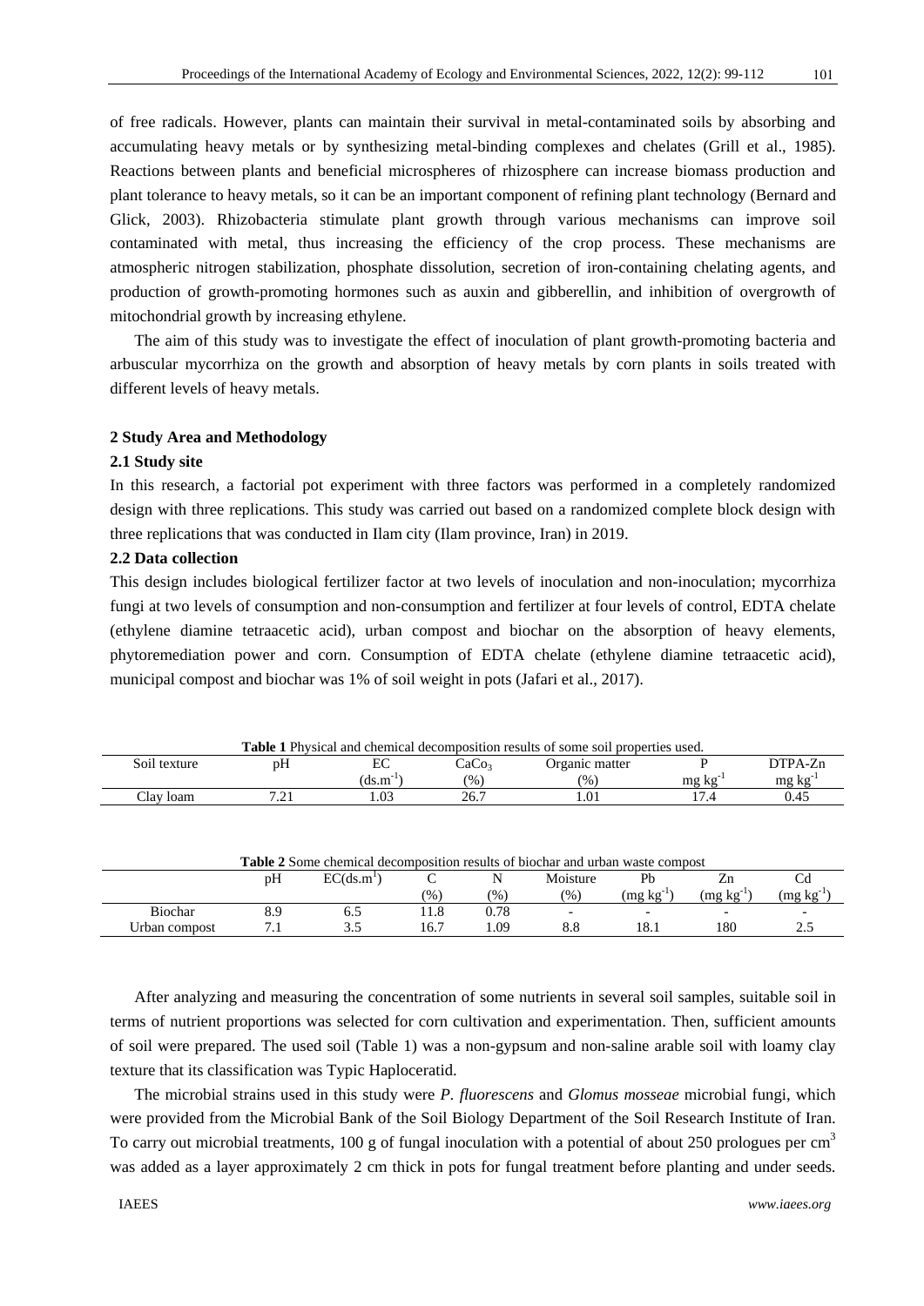of free radicals. However, plants can maintain their survival in metal-contaminated soils by absorbing and accumulating heavy metals or by synthesizing metal-binding complexes and chelates (Grill et al., 1985). Reactions between plants and beneficial microspheres of rhizosphere can increase biomass production and plant tolerance to heavy metals, so it can be an important component of refining plant technology (Bernard and Glick, 2003). Rhizobacteria stimulate plant growth through various mechanisms can improve soil contaminated with metal, thus increasing the efficiency of the crop process. These mechanisms are atmospheric nitrogen stabilization, phosphate dissolution, secretion of iron-containing chelating agents, and production of growth-promoting hormones such as auxin and gibberellin, and inhibition of overgrowth of mitochondrial growth by increasing ethylene.

The aim of this study was to investigate the effect of inoculation of plant growth-promoting bacteria and arbuscular mycorrhiza on the growth and absorption of heavy metals by corn plants in soils treated with different levels of heavy metals.

## 2 Study Area and Methodology

### 2.1 Study site

In this research, a factorial pot experiment with three factors was performed in a completely randomized design with three replications. This study was carried out based on a randomized complete block design with three replications that was conducted in Ilam city (Ilam province, Iran) in 2019.

### 2.2 Data collection

This design includes biological fertilizer factor at two levels of inoculation and non-inoculation; mycorrhiza fungi at two levels of consumption and non-consumption and fertilizer at four levels of control, EDTA chelate (ethylene diamine tetraacetic acid), urban compost and biochar on the absorption of heavy elements, phytoremediation power and corn. Consumption of EDTA chelate (ethylene diamine tetraacetic acid), municipal compost and biochar was 1% of soil weight in pots (Jafari et al., 2017).

**Table 1** Physical and chemical decomposition results of some soil properties used.

| Soil texture | pH | EC ($ds.m^{-1}$) | $CaCo_3$ (%) | Organic matter (%) | P mg $kg^{-1}$ | DTPA-Zn mg $kg^{-1}$ |
|---|---|---|---|---|---|---|
| Clay loam | 7.21 | 1.03 | 26.7 | 1.01 | 17.4 | 0.45 |

**Table 2** Some chemical decomposition results of biochar and urban waste compost

| | pH | EC($ds.m^{1}$) | C (%) | N (%) | Moisture (%) | Pb (mg $kg^{-1}$) | Zn (mg $kg^{-1}$) | Cd (mg $kg^{-1}$) |
|---|---|---|---|---|---|---|---|---|
| Biochar | 8.9 | 6.5 | 11.8 | 0.78 | - | - | - | - |
| Urban compost | 7.1 | 3.5 | 16.7 | 1.09 | 8.8 | 18.1 | 180 | 2.5 |

After analyzing and measuring the concentration of some nutrients in several soil samples, suitable soil in terms of nutrient proportions was selected for corn cultivation and experimentation. Then, sufficient amounts of soil were prepared. The used soil (Table 1) was a non-gypsum and non-saline arable soil with loamy clay texture that its classification was Typic Haploceratid.

The microbial strains used in this study were *P. fluorescens* and *Glomus mosseae* microbial fungi, which were provided from the Microbial Bank of the Soil Biology Department of the Soil Research Institute of Iran. To carry out microbial treatments, 100 g of fungal inoculation with a potential of about 250 prologues per $cm^3$ was added as a layer approximately 2 cm thick in pots for fungal treatment before planting and under seeds.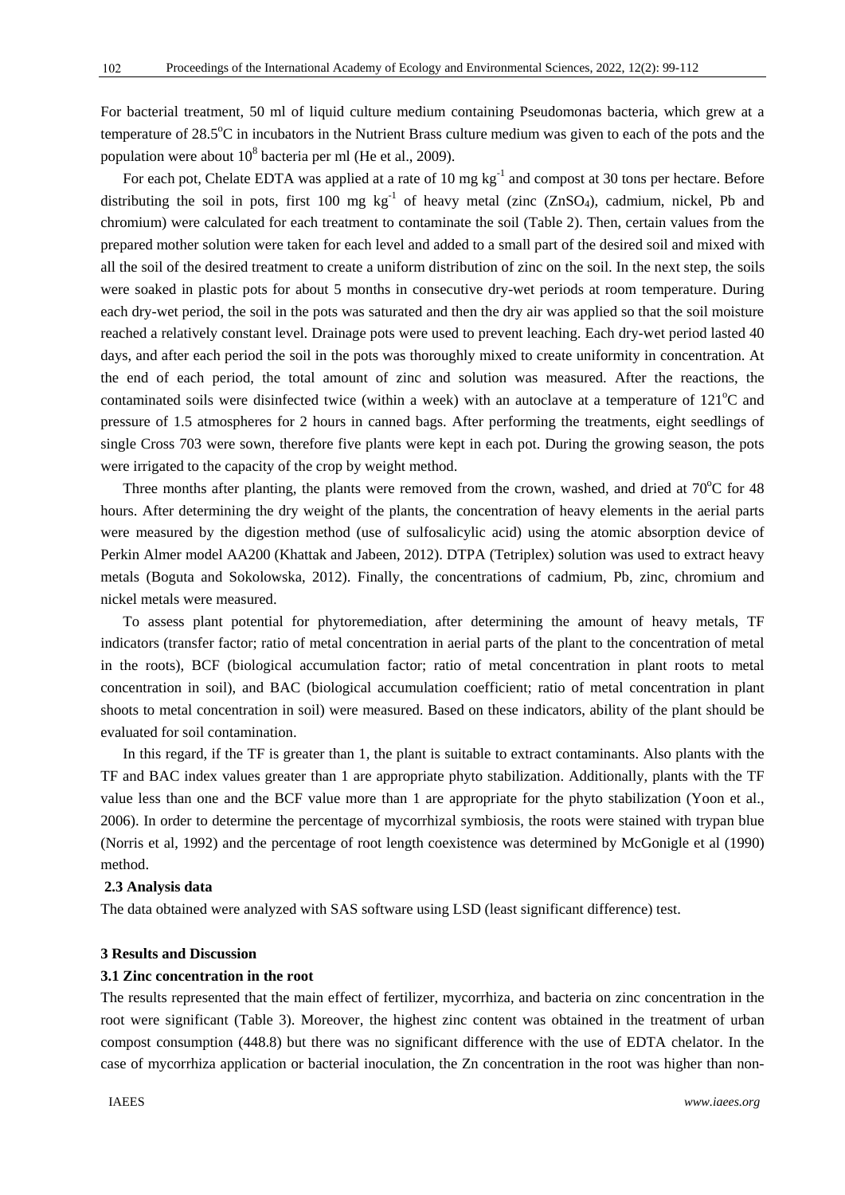For bacterial treatment, 50 ml of liquid culture medium containing Pseudomonas bacteria, which grew at a temperature of 28.5°C in incubators in the Nutrient Brass culture medium was given to each of the pots and the population were about $10^8$ bacteria per ml (He et al., 2009).

For each pot, Chelate EDTA was applied at a rate of 10 mg $kg^{-1}$ and compost at 30 tons per hectare. Before distributing the soil in pots, first 100 mg $kg^{-1}$ of heavy metal (zinc ($ZnSO_4$), cadmium, nickel, Pb and chromium) were calculated for each treatment to contaminate the soil (Table 2). Then, certain values from the prepared mother solution were taken for each level and added to a small part of the desired soil and mixed with all the soil of the desired treatment to create a uniform distribution of zinc on the soil. In the next step, the soils were soaked in plastic pots for about 5 months in consecutive dry-wet periods at room temperature. During each dry-wet period, the soil in the pots was saturated and then the dry air was applied so that the soil moisture reached a relatively constant level. Drainage pots were used to prevent leaching. Each dry-wet period lasted 40 days, and after each period the soil in the pots was thoroughly mixed to create uniformity in concentration. At the end of each period, the total amount of zinc and solution was measured. After the reactions, the contaminated soils were disinfected twice (within a week) with an autoclave at a temperature of 121°C and pressure of 1.5 atmospheres for 2 hours in canned bags. After performing the treatments, eight seedlings of single Cross 703 were sown, therefore five plants were kept in each pot. During the growing season, the pots were irrigated to the capacity of the crop by weight method.

Three months after planting, the plants were removed from the crown, washed, and dried at 70°C for 48 hours. After determining the dry weight of the plants, the concentration of heavy elements in the aerial parts were measured by the digestion method (use of sulfosalicylic acid) using the atomic absorption device of Perkin Almer model AA200 (Khattak and Jabeen, 2012). DTPA (Tetriplex) solution was used to extract heavy metals (Boguta and Sokolowska, 2012). Finally, the concentrations of cadmium, Pb, zinc, chromium and nickel metals were measured.

To assess plant potential for phytoremediation, after determining the amount of heavy metals, TF indicators (transfer factor; ratio of metal concentration in aerial parts of the plant to the concentration of metal in the roots), BCF (biological accumulation factor; ratio of metal concentration in plant roots to metal concentration in soil), and BAC (biological accumulation coefficient; ratio of metal concentration in plant shoots to metal concentration in soil) were measured. Based on these indicators, ability of the plant should be evaluated for soil contamination.

In this regard, if the TF is greater than 1, the plant is suitable to extract contaminants. Also plants with the TF and BAC index values greater than 1 are appropriate phyto stabilization. Additionally, plants with the TF value less than one and the BCF value more than 1 are appropriate for the phyto stabilization (Yoon et al., 2006). In order to determine the percentage of mycorrhizal symbiosis, the roots were stained with trypan blue (Norris et al, 1992) and the percentage of root length coexistence was determined by McGonigle et al (1990) method.

### 2.3 Analysis data

The data obtained were analyzed with SAS software using LSD (least significant difference) test.

## 3 Results and Discussion

### 3.1 Zinc concentration in the root

The results represented that the main effect of fertilizer, mycorrhiza, and bacteria on zinc concentration in the root were significant (Table 3). Moreover, the highest zinc content was obtained in the treatment of urban compost consumption (448.8) but there was no significant difference with the use of EDTA chelator. In the case of mycorrhiza application or bacterial inoculation, the Zn concentration in the root was higher than non-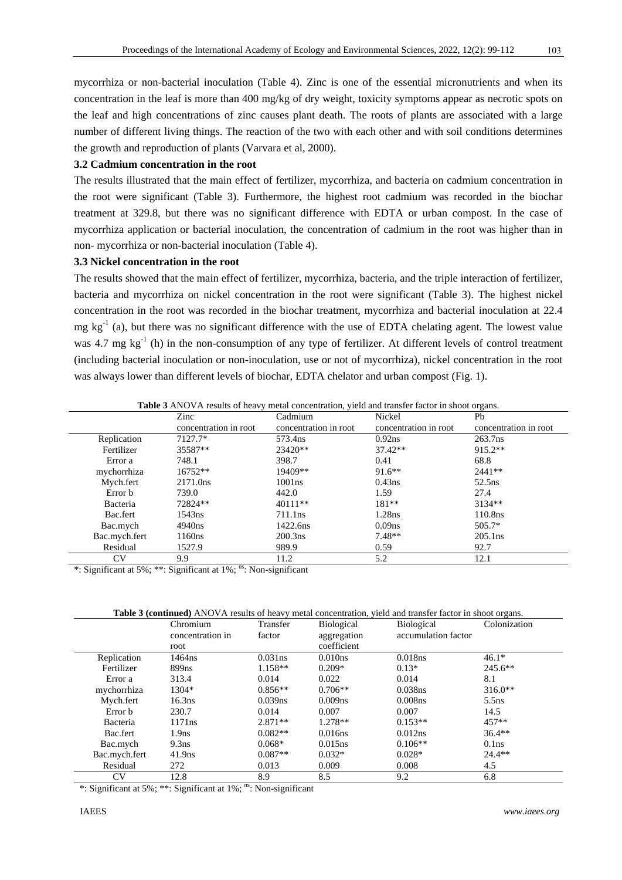mycorrhiza or non-bacterial inoculation (Table 4). Zinc is one of the essential micronutrients and when its concentration in the leaf is more than 400 mg/kg of dry weight, toxicity symptoms appear as necrotic spots on the leaf and high concentrations of zinc causes plant death. The roots of plants are associated with a large number of different living things. The reaction of the two with each other and with soil conditions determines the growth and reproduction of plants (Varvara et al, 2000).

### 3.2 Cadmium concentration in the root

The results illustrated that the main effect of fertilizer, mycorrhiza, and bacteria on cadmium concentration in the root were significant (Table 3). Furthermore, the highest root cadmium was recorded in the biochar treatment at 329.8, but there was no significant difference with EDTA or urban compost. In the case of mycorrhiza application or bacterial inoculation, the concentration of cadmium in the root was higher than in non- mycorrhiza or non-bacterial inoculation (Table 4).

### 3.3 Nickel concentration in the root

The results showed that the main effect of fertilizer, mycorrhiza, bacteria, and the triple interaction of fertilizer, bacteria and mycorrhiza on nickel concentration in the root were significant (Table 3). The highest nickel concentration in the root was recorded in the biochar treatment, mycorrhiza and bacterial inoculation at 22.4 mg $kg^{-1}$ (a), but there was no significant difference with the use of EDTA chelating agent. The lowest value was 4.7 mg $kg^{-1}$ (h) in the non-consumption of any type of fertilizer. At different levels of control treatment (including bacterial inoculation or non-inoculation, use or not of mycorrhiza), nickel concentration in the root was always lower than different levels of biochar, EDTA chelator and urban compost (Fig. 1).

**Table 3** ANOVA results of heavy metal concentration, yield and transfer factor in shoot organs.

| | Zinc concentration in root | Cadmium concentration in root | Nickel concentration in root | Pb concentration in root |
|---|---|---|---|---|
| Replication | 7127.7* | 573.4ns | 0.92ns | 263.7ns |
| Fertilizer | 35587** | 23420** | 37.42** | 915.2** |
| Error a | 748.1 | 398.7 | 0.41 | 68.8 |
| mychorrhiza | 16752** | 19409** | 91.6** | 2441** |
| Mych.fert | 2171.0ns | 1001ns | 0.43ns | 52.5ns |
| Error b | 739.0 | 442.0 | 1.59 | 27.4 |
| Bacteria | 72824** | 40111** | 181** | 3134** |
| Bac.fert | 1543ns | 711.1ns | 1.28ns | 110.8ns |
| Bac.mych | 4940ns | 1422.6ns | 0.09ns | 505.7* |
| Bac.mych.fert | 1160ns | 200.3ns | 7.48** | 205.1ns |
| Residual | 1527.9 | 989.9 | 0.59 | 92.7 |
| CV | 9.9 | 11.2 | 5.2 | 12.1 |

*: Significant at 5%; **: Significant at 1%; ns: Non-significant

**Table 3 (continued)** ANOVA results of heavy metal concentration, yield and transfer factor in shoot organs.

| | Chromium concentration in root | Transfer factor | Biological aggregation coefficient | Biological accumulation factor | Colonization |
|---|---|---|---|---|---|
| Replication | 1464ns | 0.031ns | 0.010ns | 0.018ns | 46.1* |
| Fertilizer | 899ns | 1.158** | 0.209* | 0.13* | 245.6** |
| Error a | 313.4 | 0.014 | 0.022 | 0.014 | 8.1 |
| mychorrhiza | 1304* | 0.856** | 0.706** | 0.038ns | 316.0** |
| Mych.fert | 16.3ns | 0.039ns | 0.009ns | 0.008ns | 5.5ns |
| Error b | 230.7 | 0.014 | 0.007 | 0.007 | 14.5 |
| Bacteria | 1171ns | 2.871** | 1.278** | 0.153** | 457** |
| Bac.fert | 1.9ns | 0.082** | 0.016ns | 0.012ns | 36.4** |
| Bac.mych | 9.3ns | 0.068* | 0.015ns | 0.106** | 0.1ns |
| Bac.mych.fert | 41.9ns | 0.087** | 0.032* | 0.028* | 24.4** |
| Residual | 272 | 0.013 | 0.009 | 0.008 | 4.5 |
| CV | 12.8 | 8.9 | 8.5 | 9.2 | 6.8 |

*: Significant at 5%; **: Significant at 1%; ns: Non-significant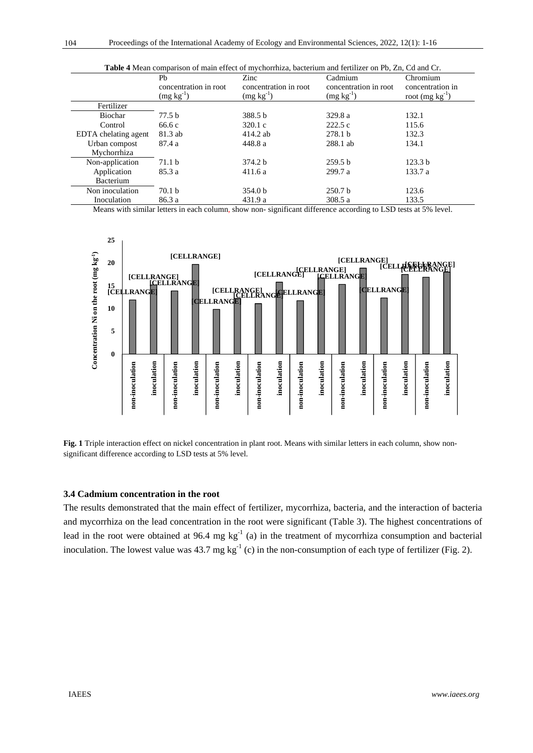**Table 4** Mean comparison of main effect of mychorrhiza, bacterium and fertilizer on Pb, Zn, Cd and Cr.

| | Pb concentration in root (mg $kg^{-1}$) | Zinc concentration in root (mg $kg^{-1}$) | Cadmium concentration in root (mg $kg^{-1}$) | Chromium concentration in root (mg $kg^{-1}$) |
|---|---|---|---|---|
| Fertilizer | | | | |
| Biochar | 77.5 b | 388.5 b | 329.8 a | 132.1 |
| Control | 66.6 c | 320.1 c | 222.5 c | 115.6 |
| EDTA chelating agent | 81.3 ab | 414.2 ab | 278.1 b | 132.3 |
| Urban compost | 87.4 a | 448.8 a | 288.1 ab | 134.1 |
| Mychorrhiza | | | | |
| Non-application | 71.1 b | 374.2 b | 259.5 b | 123.3 b |
| Application | 85.3 a | 411.6 a | 299.7 a | 133.7 a |
| Bacterium | | | | |
| Non inoculation | 70.1 b | 354.0 b | 250.7 b | 123.6 |
| Inoculation | 86.3 a | 431.9 a | 308.5 a | 133.5 |

Means with similar letters in each column, show non- significant difference according to LSD tests at 5% level.

**Fig. 1** Triple interaction effect on nickel concentration in plant root. Means with similar letters in each column, show non-significant difference according to LSD tests at 5% level.

### 3.4 Cadmium concentration in the root

The results demonstrated that the main effect of fertilizer, mycorrhiza, bacteria, and the interaction of bacteria and mycorrhiza on the lead concentration in the root were significant (Table 3). The highest concentrations of lead in the root were obtained at 96.4 mg $kg^{-1}$ (a) in the treatment of mycorrhiza consumption and bacterial inoculation. The lowest value was 43.7 mg $kg^{-1}$ (c) in the non-consumption of each type of fertilizer (Fig. 2).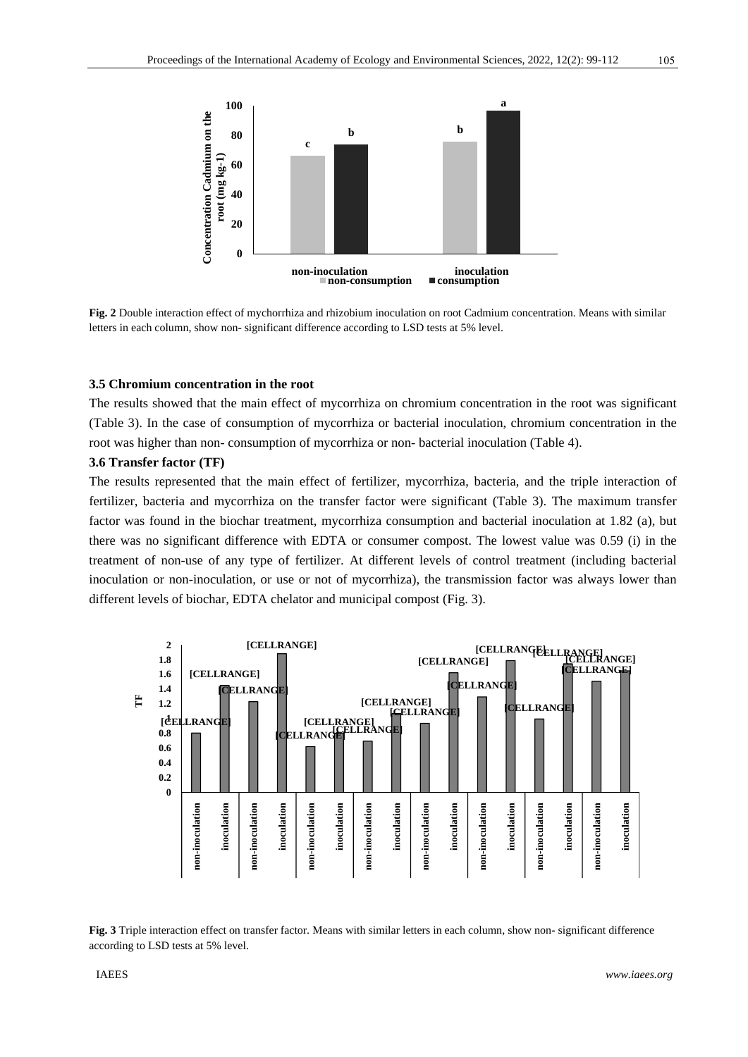**Fig. 2** Double interaction effect of mychorrhiza and rhizobium inoculation on root Cadmium concentration. Means with similar letters in each column, show non- significant difference according to LSD tests at 5% level.

### 3.5 Chromium concentration in the root

The results showed that the main effect of mycorrhiza on chromium concentration in the root was significant (Table 3). In the case of consumption of mycorrhiza or bacterial inoculation, chromium concentration in the root was higher than non- consumption of mycorrhiza or non- bacterial inoculation (Table 4).

### 3.6 Transfer factor (TF)

The results represented that the main effect of fertilizer, mycorrhiza, bacteria, and the triple interaction of fertilizer, bacteria and mycorrhiza on the transfer factor were significant (Table 3). The maximum transfer factor was found in the biochar treatment, mycorrhiza consumption and bacterial inoculation at 1.82 (a), but there was no significant difference with EDTA or consumer compost. The lowest value was 0.59 (i) in the treatment of non-use of any type of fertilizer. At different levels of control treatment (including bacterial inoculation or non-inoculation, or use or not of mycorrhiza), the transmission factor was always lower than different levels of biochar, EDTA chelator and municipal compost (Fig. 3).

**Fig. 3** Triple interaction effect on transfer factor. Means with similar letters in each column, show non- significant difference according to LSD tests at 5% level.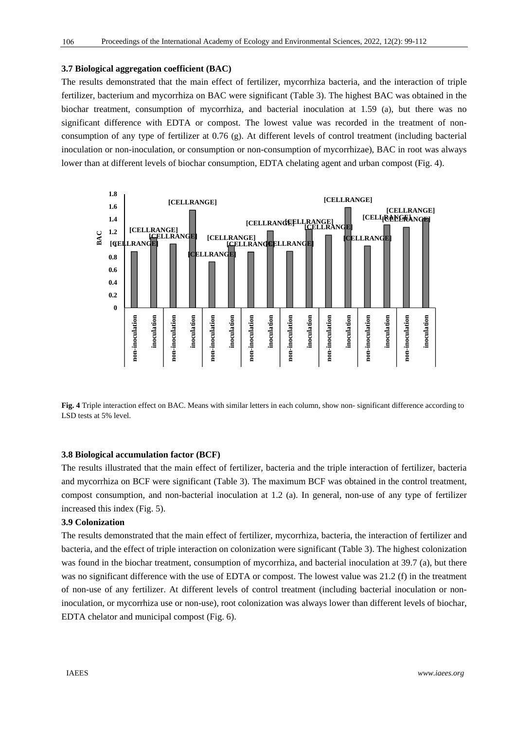### 3.7 Biological aggregation coefficient (BAC)

The results demonstrated that the main effect of fertilizer, mycorrhiza bacteria, and the interaction of triple fertilizer, bacterium and mycorrhiza on BAC were significant (Table 3). The highest BAC was obtained in the biochar treatment, consumption of mycorrhiza, and bacterial inoculation at 1.59 (a), but there was no significant difference with EDTA or compost. The lowest value was recorded in the treatment of non-consumption of any type of fertilizer at 0.76 (g). At different levels of control treatment (including bacterial inoculation or non-inoculation, or consumption or non-consumption of mycorrhizae), BAC in root was always lower than at different levels of biochar consumption, EDTA chelating agent and urban compost (Fig. 4).

**Fig. 4** Triple interaction effect on BAC. Means with similar letters in each column, show non- significant difference according to LSD tests at 5% level.

### 3.8 Biological accumulation factor (BCF)

The results illustrated that the main effect of fertilizer, bacteria and the triple interaction of fertilizer, bacteria and mycorrhiza on BCF were significant (Table 3). The maximum BCF was obtained in the control treatment, compost consumption, and non-bacterial inoculation at 1.2 (a). In general, non-use of any type of fertilizer increased this index (Fig. 5).

### 3.9 Colonization

The results demonstrated that the main effect of fertilizer, mycorrhiza, bacteria, the interaction of fertilizer and bacteria, and the effect of triple interaction on colonization were significant (Table 3). The highest colonization was found in the biochar treatment, consumption of mycorrhiza, and bacterial inoculation at 39.7 (a), but there was no significant difference with the use of EDTA or compost. The lowest value was 21.2 (f) in the treatment of non-use of any fertilizer. At different levels of control treatment (including bacterial inoculation or non-inoculation, or mycorrhiza use or non-use), root colonization was always lower than different levels of biochar, EDTA chelator and municipal compost (Fig. 6).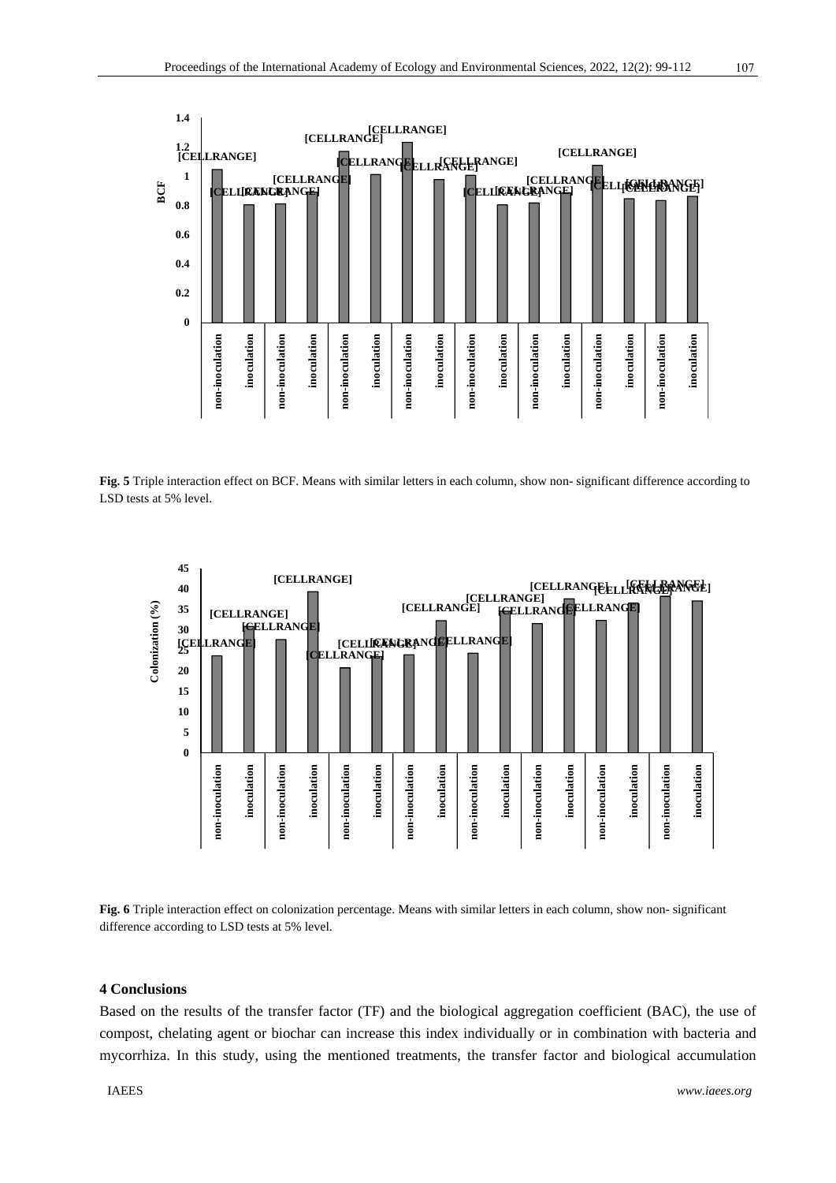**Fig. 5** Triple interaction effect on BCF. Means with similar letters in each column, show non- significant difference according to LSD tests at 5% level.

**Fig. 6** Triple interaction effect on colonization percentage. Means with similar letters in each column, show non- significant difference according to LSD tests at 5% level.

## 4 Conclusions

Based on the results of the transfer factor (TF) and the biological aggregation coefficient (BAC), the use of compost, chelating agent or biochar can increase this index individually or in combination with bacteria and mycorrhiza. In this study, using the mentioned treatments, the transfer factor and biological accumulation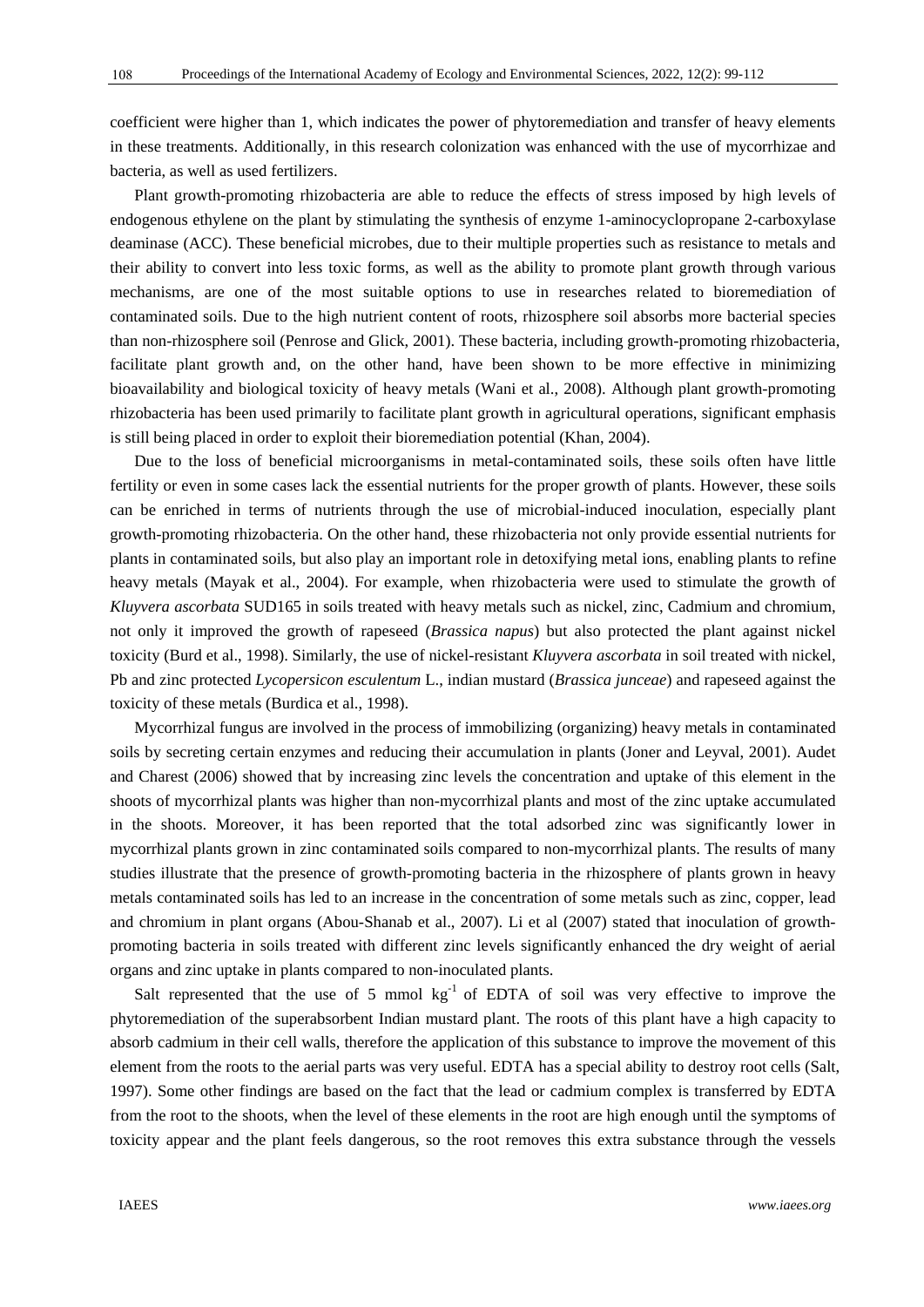coefficient were higher than 1, which indicates the power of phytoremediation and transfer of heavy elements in these treatments. Additionally, in this research colonization was enhanced with the use of mycorrhizae and bacteria, as well as used fertilizers.

Plant growth-promoting rhizobacteria are able to reduce the effects of stress imposed by high levels of endogenous ethylene on the plant by stimulating the synthesis of enzyme 1-aminocyclopropane 2-carboxylase deaminase (ACC). These beneficial microbes, due to their multiple properties such as resistance to metals and their ability to convert into less toxic forms, as well as the ability to promote plant growth through various mechanisms, are one of the most suitable options to use in researches related to bioremediation of contaminated soils. Due to the high nutrient content of roots, rhizosphere soil absorbs more bacterial species than non-rhizosphere soil (Penrose and Glick, 2001). These bacteria, including growth-promoting rhizobacteria, facilitate plant growth and, on the other hand, have been shown to be more effective in minimizing bioavailability and biological toxicity of heavy metals (Wani et al., 2008). Although plant growth-promoting rhizobacteria has been used primarily to facilitate plant growth in agricultural operations, significant emphasis is still being placed in order to exploit their bioremediation potential (Khan, 2004).

Due to the loss of beneficial microorganisms in metal-contaminated soils, these soils often have little fertility or even in some cases lack the essential nutrients for the proper growth of plants. However, these soils can be enriched in terms of nutrients through the use of microbial-induced inoculation, especially plant growth-promoting rhizobacteria. On the other hand, these rhizobacteria not only provide essential nutrients for plants in contaminated soils, but also play an important role in detoxifying metal ions, enabling plants to refine heavy metals (Mayak et al., 2004). For example, when rhizobacteria were used to stimulate the growth of *Kluyvera ascorbata* SUD165 in soils treated with heavy metals such as nickel, zinc, Cadmium and chromium, not only it improved the growth of rapeseed (*Brassica napus*) but also protected the plant against nickel toxicity (Burd et al., 1998). Similarly, the use of nickel-resistant *Kluyvera ascorbata* in soil treated with nickel, Pb and zinc protected *Lycopersicon esculentum* L., indian mustard (*Brassica junceae*) and rapeseed against the toxicity of these metals (Burdica et al., 1998).

Mycorrhizal fungus are involved in the process of immobilizing (organizing) heavy metals in contaminated soils by secreting certain enzymes and reducing their accumulation in plants (Joner and Leyval, 2001). Audet and Charest (2006) showed that by increasing zinc levels the concentration and uptake of this element in the shoots of mycorrhizal plants was higher than non-mycorrhizal plants and most of the zinc uptake accumulated in the shoots. Moreover, it has been reported that the total adsorbed zinc was significantly lower in mycorrhizal plants grown in zinc contaminated soils compared to non-mycorrhizal plants. The results of many studies illustrate that the presence of growth-promoting bacteria in the rhizosphere of plants grown in heavy metals contaminated soils has led to an increase in the concentration of some metals such as zinc, copper, lead and chromium in plant organs (Abou-Shanab et al., 2007). Li et al (2007) stated that inoculation of growth-promoting bacteria in soils treated with different zinc levels significantly enhanced the dry weight of aerial organs and zinc uptake in plants compared to non-inoculated plants.

Salt represented that the use of 5 mmol $kg^{-1}$ of EDTA of soil was very effective to improve the phytoremediation of the superabsorbent Indian mustard plant. The roots of this plant have a high capacity to absorb cadmium in their cell walls, therefore the application of this substance to improve the movement of this element from the roots to the aerial parts was very useful. EDTA has a special ability to destroy root cells (Salt, 1997). Some other findings are based on the fact that the lead or cadmium complex is transferred by EDTA from the root to the shoots, when the level of these elements in the root are high enough until the symptoms of toxicity appear and the plant feels dangerous, so the root removes this extra substance through the vessels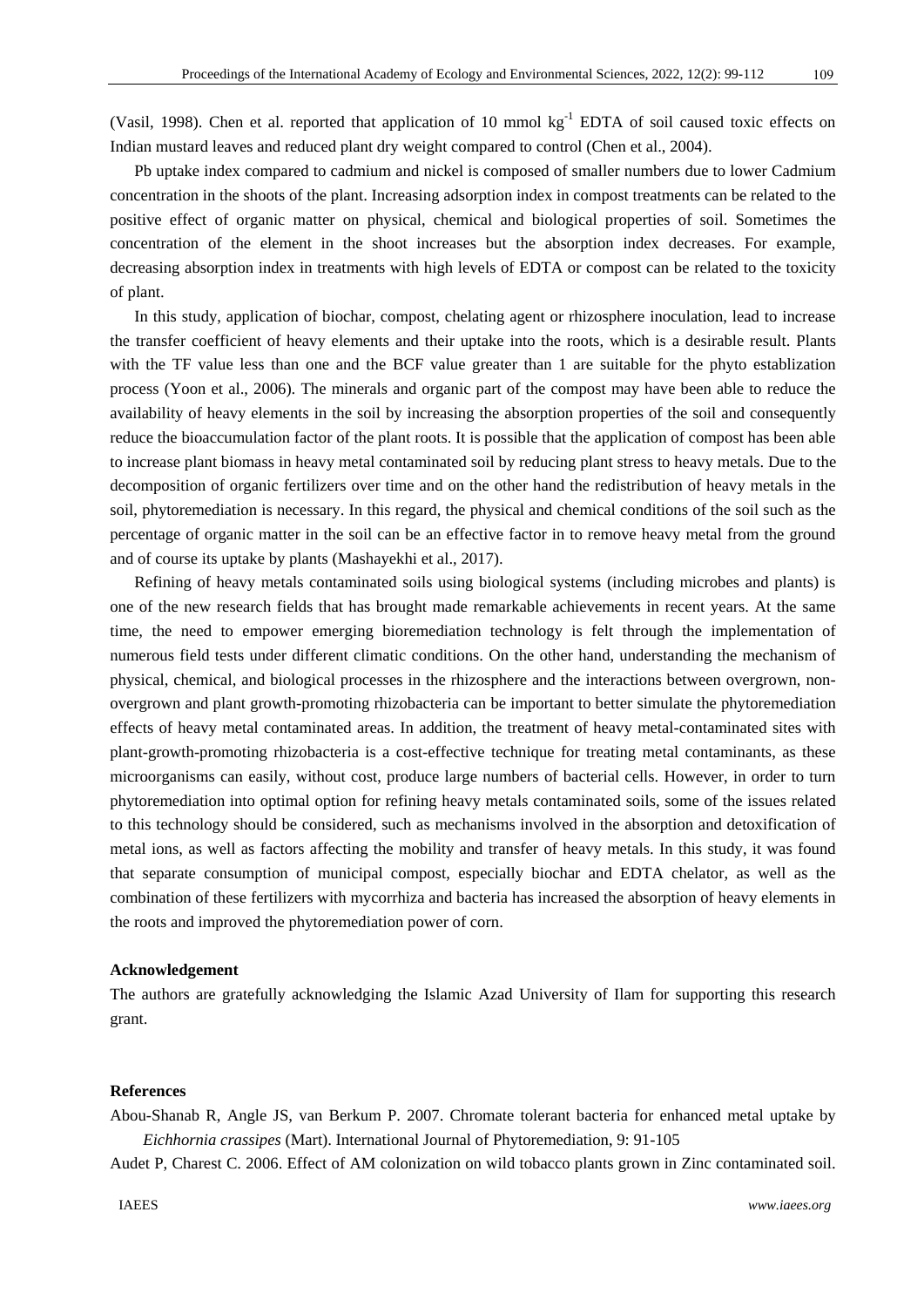(Vasil, 1998). Chen et al. reported that application of 10 mmol $kg^{-1}$ EDTA of soil caused toxic effects on Indian mustard leaves and reduced plant dry weight compared to control (Chen et al., 2004).

Pb uptake index compared to cadmium and nickel is composed of smaller numbers due to lower Cadmium concentration in the shoots of the plant. Increasing adsorption index in compost treatments can be related to the positive effect of organic matter on physical, chemical and biological properties of soil. Sometimes the concentration of the element in the shoot increases but the absorption index decreases. For example, decreasing absorption index in treatments with high levels of EDTA or compost can be related to the toxicity of plant.

In this study, application of biochar, compost, chelating agent or rhizosphere inoculation, lead to increase the transfer coefficient of heavy elements and their uptake into the roots, which is a desirable result. Plants with the TF value less than one and the BCF value greater than 1 are suitable for the phyto establization process (Yoon et al., 2006). The minerals and organic part of the compost may have been able to reduce the availability of heavy elements in the soil by increasing the absorption properties of the soil and consequently reduce the bioaccumulation factor of the plant roots. It is possible that the application of compost has been able to increase plant biomass in heavy metal contaminated soil by reducing plant stress to heavy metals. Due to the decomposition of organic fertilizers over time and on the other hand the redistribution of heavy metals in the soil, phytoremediation is necessary. In this regard, the physical and chemical conditions of the soil such as the percentage of organic matter in the soil can be an effective factor in to remove heavy metal from the ground and of course its uptake by plants (Mashayekhi et al., 2017).

Refining of heavy metals contaminated soils using biological systems (including microbes and plants) is one of the new research fields that has brought made remarkable achievements in recent years. At the same time, the need to empower emerging bioremediation technology is felt through the implementation of numerous field tests under different climatic conditions. On the other hand, understanding the mechanism of physical, chemical, and biological processes in the rhizosphere and the interactions between overgrown, non-overgrown and plant growth-promoting rhizobacteria can be important to better simulate the phytoremediation effects of heavy metal contaminated areas. In addition, the treatment of heavy metal-contaminated sites with plant-growth-promoting rhizobacteria is a cost-effective technique for treating metal contaminants, as these microorganisms can easily, without cost, produce large numbers of bacterial cells. However, in order to turn phytoremediation into optimal option for refining heavy metals contaminated soils, some of the issues related to this technology should be considered, such as mechanisms involved in the absorption and detoxification of metal ions, as well as factors affecting the mobility and transfer of heavy metals. In this study, it was found that separate consumption of municipal compost, especially biochar and EDTA chelator, as well as the combination of these fertilizers with mycorrhiza and bacteria has increased the absorption of heavy elements in the roots and improved the phytoremediation power of corn.

## Acknowledgement

The authors are gratefully acknowledging the Islamic Azad University of Ilam for supporting this research grant.

## References

Abou-Shanab R, Angle JS, van Berkum P. 2007. Chromate tolerant bacteria for enhanced metal uptake by *Eichhornia crassipes* (Mart). International Journal of Phytoremediation, 9: 91-105

Audet P, Charest C. 2006. Effect of AM colonization on wild tobacco plants grown in Zinc contaminated soil.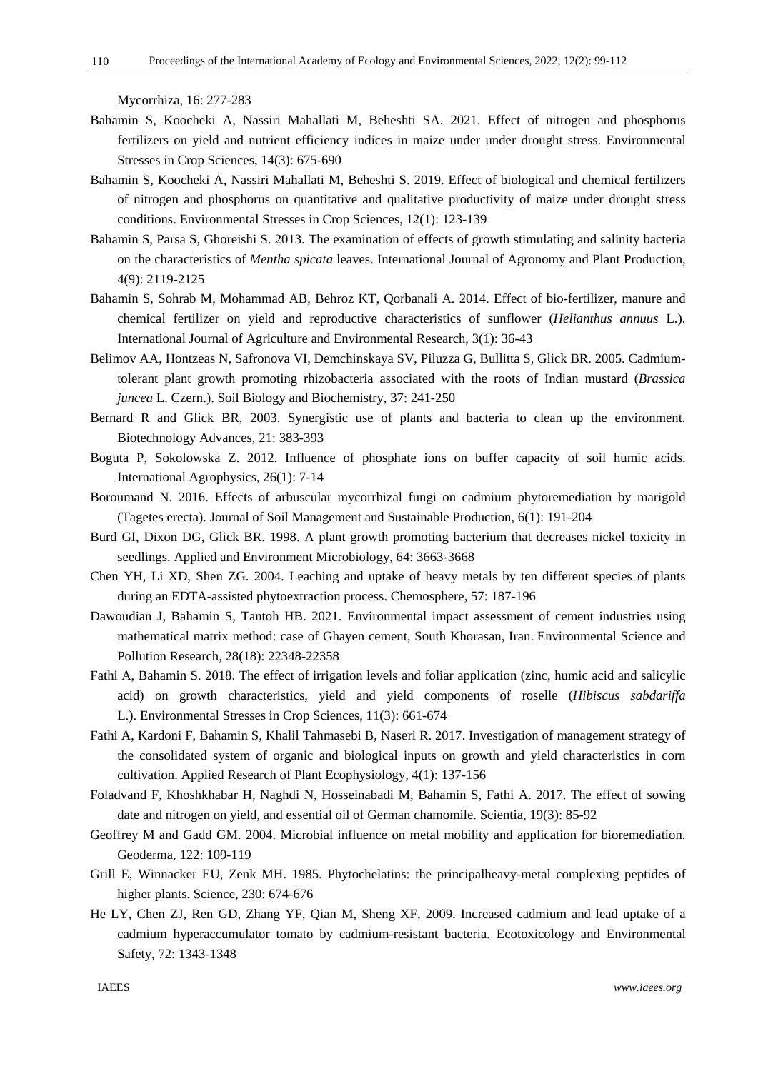Mycorrhiza, 16: 277-283

Bahamin S, Koocheki A, Nassiri Mahallati M, Beheshti SA. 2021. Effect of nitrogen and phosphorus fertilizers on yield and nutrient efficiency indices in maize under under drought stress. Environmental Stresses in Crop Sciences, 14(3): 675-690

Bahamin S, Koocheki A, Nassiri Mahallati M, Beheshti S. 2019. Effect of biological and chemical fertilizers of nitrogen and phosphorus on quantitative and qualitative productivity of maize under drought stress conditions. Environmental Stresses in Crop Sciences, 12(1): 123-139

Bahamin S, Parsa S, Ghoreishi S. 2013. The examination of effects of growth stimulating and salinity bacteria on the characteristics of *Mentha spicata* leaves. International Journal of Agronomy and Plant Production, 4(9): 2119-2125

Bahamin S, Sohrab M, Mohammad AB, Behroz KT, Qorbanali A. 2014. Effect of bio-fertilizer, manure and chemical fertilizer on yield and reproductive characteristics of sunflower (*Helianthus annuus* L.). International Journal of Agriculture and Environmental Research, 3(1): 36-43

Belimov AA, Hontzeas N, Safronova VI, Demchinskaya SV, Piluzza G, Bullitta S, Glick BR. 2005. Cadmium-tolerant plant growth promoting rhizobacteria associated with the roots of Indian mustard (*Brassica juncea* L. Czern.). Soil Biology and Biochemistry, 37: 241-250

Bernard R and Glick BR, 2003. Synergistic use of plants and bacteria to clean up the environment. Biotechnology Advances, 21: 383-393

Boguta P, Sokolowska Z. 2012. Influence of phosphate ions on buffer capacity of soil humic acids. International Agrophysics, 26(1): 7-14

Boroumand N. 2016. Effects of arbuscular mycorrhizal fungi on cadmium phytoremediation by marigold (Tagetes erecta). Journal of Soil Management and Sustainable Production, 6(1): 191-204

Burd GI, Dixon DG, Glick BR. 1998. A plant growth promoting bacterium that decreases nickel toxicity in seedlings. Applied and Environment Microbiology, 64: 3663-3668

Chen YH, Li XD, Shen ZG. 2004. Leaching and uptake of heavy metals by ten different species of plants during an EDTA-assisted phytoextraction process. Chemosphere, 57: 187-196

Dawoudian J, Bahamin S, Tantoh HB. 2021. Environmental impact assessment of cement industries using mathematical matrix method: case of Ghayen cement, South Khorasan, Iran. Environmental Science and Pollution Research, 28(18): 22348-22358

Fathi A, Bahamin S. 2018. The effect of irrigation levels and foliar application (zinc, humic acid and salicylic acid) on growth characteristics, yield and yield components of roselle (*Hibiscus sabdariffa* L.). Environmental Stresses in Crop Sciences, 11(3): 661-674

Fathi A, Kardoni F, Bahamin S, Khalil Tahmasebi B, Naseri R. 2017. Investigation of management strategy of the consolidated system of organic and biological inputs on growth and yield characteristics in corn cultivation. Applied Research of Plant Ecophysiology, 4(1): 137-156

Foladvand F, Khoshkhabar H, Naghdi N, Hosseinabadi M, Bahamin S, Fathi A. 2017. The effect of sowing date and nitrogen on yield, and essential oil of German chamomile. Scientia, 19(3): 85-92

Geoffrey M and Gadd GM. 2004. Microbial influence on metal mobility and application for bioremediation. Geoderma, 122: 109-119

Grill E, Winnacker EU, Zenk MH. 1985. Phytochelatins: the principalheavy-metal complexing peptides of higher plants. Science, 230: 674-676

He LY, Chen ZJ, Ren GD, Zhang YF, Qian M, Sheng XF, 2009. Increased cadmium and lead uptake of a cadmium hyperaccumulator tomato by cadmium-resistant bacteria. Ecotoxicology and Environmental Safety, 72: 1343-1348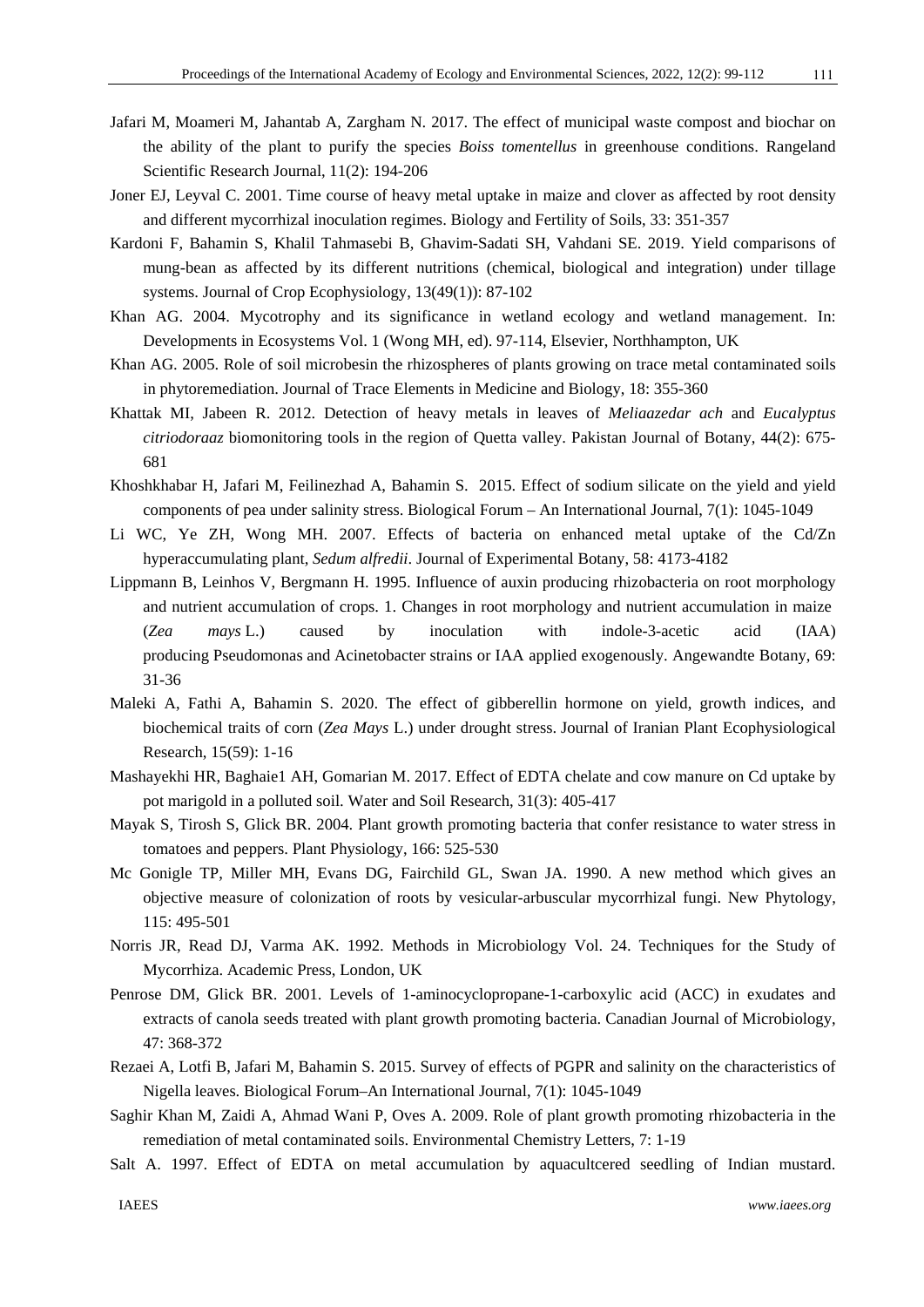Jafari M, Moameri M, Jahantab A, Zargham N. 2017. The effect of municipal waste compost and biochar on the ability of the plant to purify the species *Boiss tomentellus* in greenhouse conditions. Rangeland Scientific Research Journal, 11(2): 194-206

Joner EJ, Leyval C. 2001. Time course of heavy metal uptake in maize and clover as affected by root density and different mycorrhizal inoculation regimes. Biology and Fertility of Soils, 33: 351-357

Kardoni F, Bahamin S, Khalil Tahmasebi B, Ghavim-Sadati SH, Vahdani SE. 2019. Yield comparisons of mung-bean as affected by its different nutritions (chemical, biological and integration) under tillage systems. Journal of Crop Ecophysiology, 13(49(1)): 87-102

Khan AG. 2004. Mycotrophy and its significance in wetland ecology and wetland management. In: Developments in Ecosystems Vol. 1 (Wong MH, ed). 97-114, Elsevier, Northhampton, UK

Khan AG. 2005. Role of soil microbesin the rhizospheres of plants growing on trace metal contaminated soils in phytoremediation. Journal of Trace Elements in Medicine and Biology, 18: 355-360

Khattak MI, Jabeen R. 2012. Detection of heavy metals in leaves of *Meliaazedar ach* and *Eucalyptus citriodoraaz* biomonitoring tools in the region of Quetta valley. Pakistan Journal of Botany, 44(2): 675-681

Khoshkhabar H, Jafari M, Feilinezhad A, Bahamin S. 2015. Effect of sodium silicate on the yield and yield components of pea under salinity stress. Biological Forum – An International Journal, 7(1): 1045-1049

Li WC, Ye ZH, Wong MH. 2007. Effects of bacteria on enhanced metal uptake of the Cd/Zn hyperaccumulating plant, *Sedum alfredii*. Journal of Experimental Botany, 58: 4173-4182

Lippmann B, Leinhos V, Bergmann H. 1995. Influence of auxin producing rhizobacteria on root morphology and nutrient accumulation of crops. 1. Changes in root morphology and nutrient accumulation in maize (*Zea mays* L.) caused by inoculation with indole-3-acetic acid (IAA) producing Pseudomonas and Acinetobacter strains or IAA applied exogenously. Angewandte Botany, 69: 31-36

Maleki A, Fathi A, Bahamin S. 2020. The effect of gibberellin hormone on yield, growth indices, and biochemical traits of corn (*Zea Mays* L.) under drought stress. Journal of Iranian Plant Ecophysiological Research, 15(59): 1-16

Mashayekhi HR, Baghaie1 AH, Gomarian M. 2017. Effect of EDTA chelate and cow manure on Cd uptake by pot marigold in a polluted soil. Water and Soil Research, 31(3): 405-417

Mayak S, Tirosh S, Glick BR. 2004. Plant growth promoting bacteria that confer resistance to water stress in tomatoes and peppers. Plant Physiology, 166: 525-530

Mc Gonigle TP, Miller MH, Evans DG, Fairchild GL, Swan JA. 1990. A new method which gives an objective measure of colonization of roots by vesicular-arbuscular mycorrhizal fungi. New Phytology, 115: 495-501

Norris JR, Read DJ, Varma AK. 1992. Methods in Microbiology Vol. 24. Techniques for the Study of Mycorrhiza. Academic Press, London, UK

Penrose DM, Glick BR. 2001. Levels of 1-aminocyclopropane-1-carboxylic acid (ACC) in exudates and extracts of canola seeds treated with plant growth promoting bacteria. Canadian Journal of Microbiology, 47: 368-372

Rezaei A, Lotfi B, Jafari M, Bahamin S. 2015. Survey of effects of PGPR and salinity on the characteristics of Nigella leaves. Biological Forum–An International Journal, 7(1): 1045-1049

Saghir Khan M, Zaidi A, Ahmad Wani P, Oves A. 2009. Role of plant growth promoting rhizobacteria in the remediation of metal contaminated soils. Environmental Chemistry Letters, 7: 1-19

Salt A. 1997. Effect of EDTA on metal accumulation by aquacultcered seedling of Indian mustard.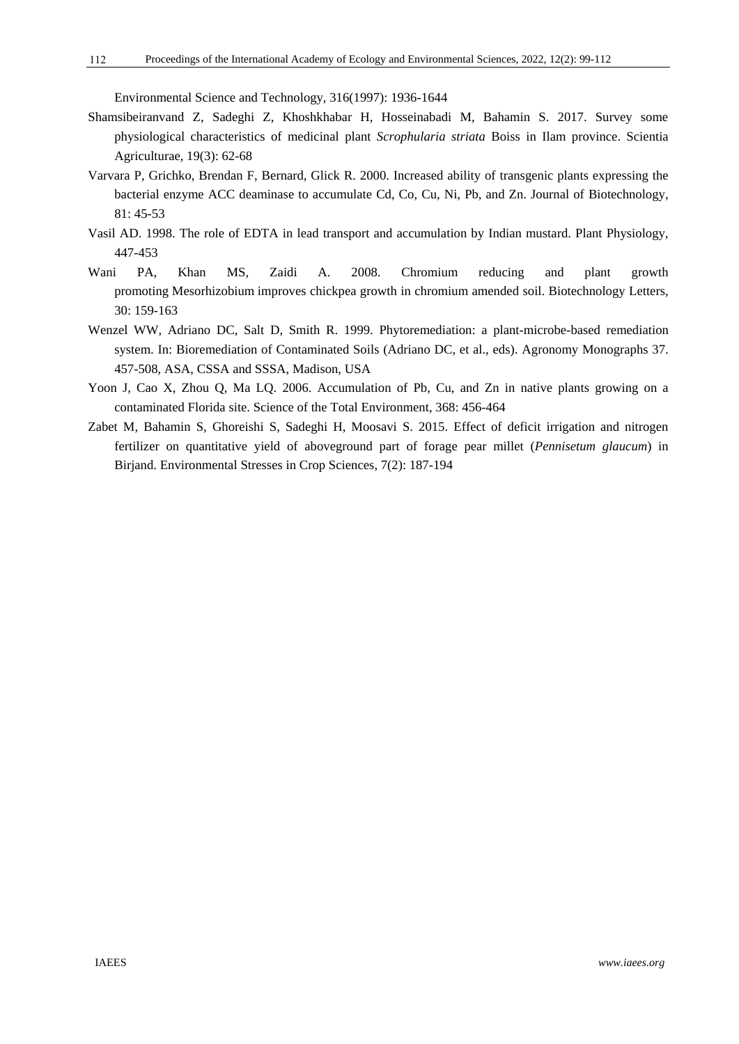Environmental Science and Technology, 316(1997): 1936-1644

Shamsibeiranvand Z, Sadeghi Z, Khoshkhabar H, Hosseinabadi M, Bahamin S. 2017. Survey some physiological characteristics of medicinal plant *Scrophularia striata* Boiss in Ilam province. Scientia Agriculturae, 19(3): 62-68

Varvara P, Grichko, Brendan F, Bernard, Glick R. 2000. Increased ability of transgenic plants expressing the bacterial enzyme ACC deaminase to accumulate Cd, Co, Cu, Ni, Pb, and Zn. Journal of Biotechnology, 81: 45-53

Vasil AD. 1998. The role of EDTA in lead transport and accumulation by Indian mustard. Plant Physiology, 447-453

Wani PA, Khan MS, Zaidi A. 2008. Chromium reducing and plant growth promoting Mesorhizobium improves chickpea growth in chromium amended soil. Biotechnology Letters, 30: 159-163

Wenzel WW, Adriano DC, Salt D, Smith R. 1999. Phytoremediation: a plant-microbe-based remediation system. In: Bioremediation of Contaminated Soils (Adriano DC, et al., eds). Agronomy Monographs 37. 457-508, ASA, CSSA and SSSA, Madison, USA

Yoon J, Cao X, Zhou Q, Ma LQ. 2006. Accumulation of Pb, Cu, and Zn in native plants growing on a contaminated Florida site. Science of the Total Environment, 368: 456-464

Zabet M, Bahamin S, Ghoreishi S, Sadeghi H, Moosavi S. 2015. Effect of deficit irrigation and nitrogen fertilizer on quantitative yield of aboveground part of forage pear millet (*Pennisetum glaucum*) in Birjand. Environmental Stresses in Crop Sciences, 7(2): 187-194